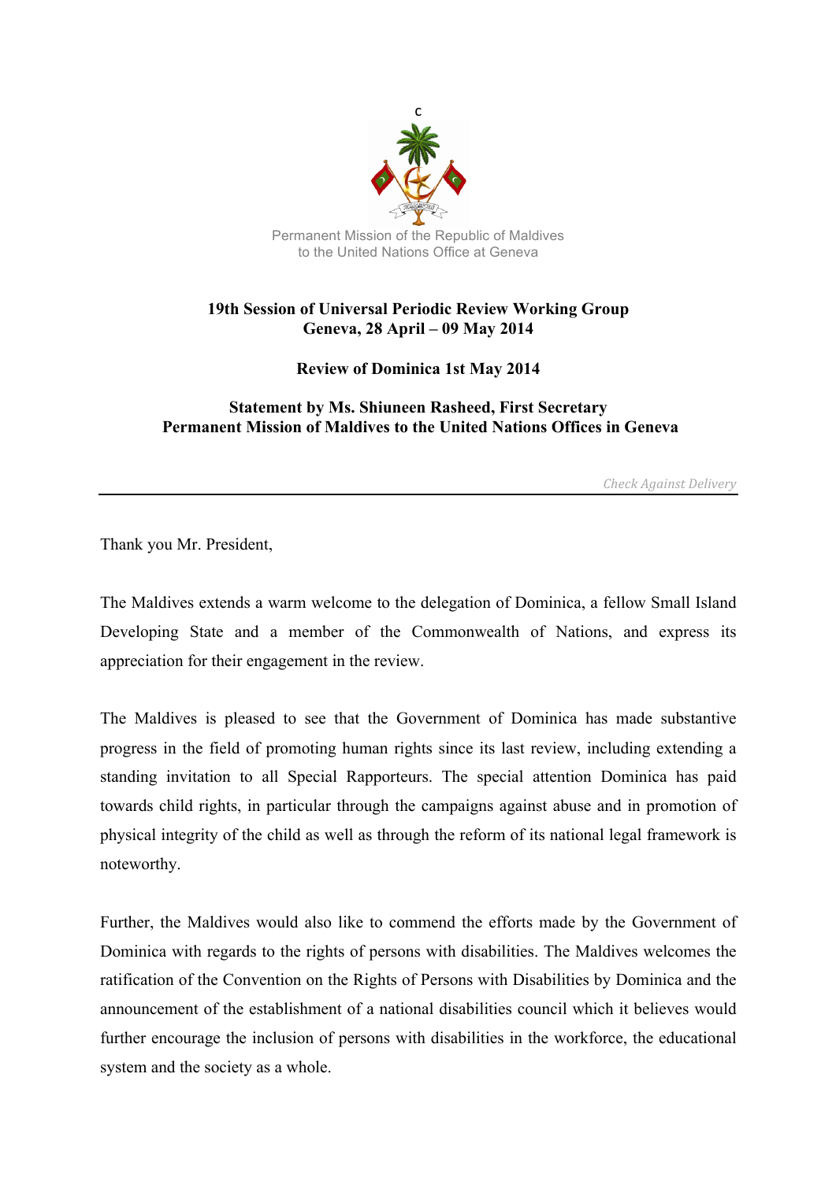Permanent Mission of the Republic of Maldives
to the United Nations Office at Geneva

**19th Session of Universal Periodic Review Working Group**
**Geneva, 28 April – 09 May 2014**

**Review of Dominica 1st May 2014**

**Statement by Ms. Shiuneen Rasheed, First Secretary**
**Permanent Mission of Maldives to the United Nations Offices in Geneva**

*Check Against Delivery*

---

Thank you Mr. President,

The Maldives extends a warm welcome to the delegation of Dominica, a fellow Small Island Developing State and a member of the Commonwealth of Nations, and express its appreciation for their engagement in the review.

The Maldives is pleased to see that the Government of Dominica has made substantive progress in the field of promoting human rights since its last review, including extending a standing invitation to all Special Rapporteurs. The special attention Dominica has paid towards child rights, in particular through the campaigns against abuse and in promotion of physical integrity of the child as well as through the reform of its national legal framework is noteworthy.

Further, the Maldives would also like to commend the efforts made by the Government of Dominica with regards to the rights of persons with disabilities. The Maldives welcomes the ratification of the Convention on the Rights of Persons with Disabilities by Dominica and the announcement of the establishment of a national disabilities council which it believes would further encourage the inclusion of persons with disabilities in the workforce, the educational system and the society as a whole.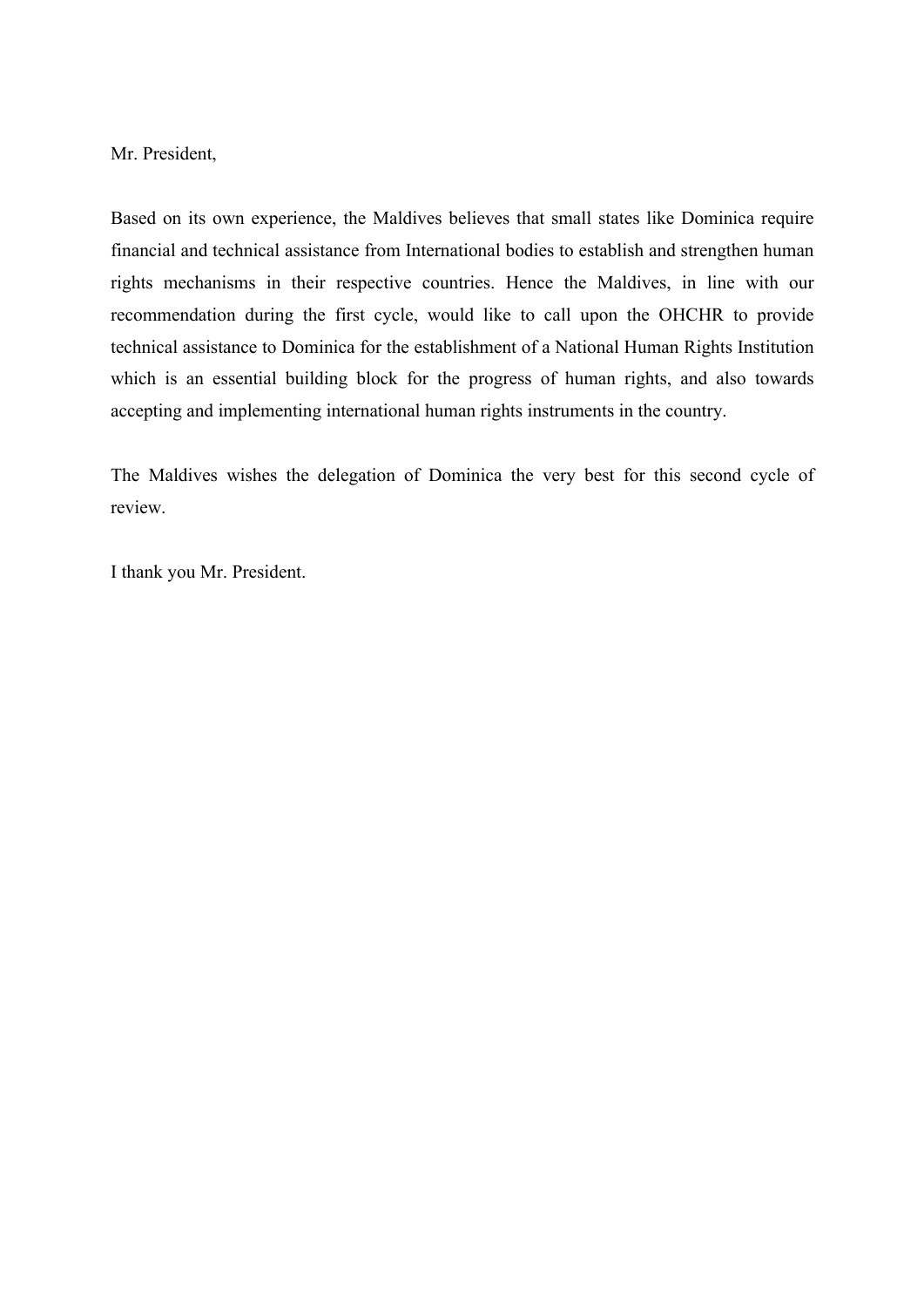Mr. President,

Based on its own experience, the Maldives believes that small states like Dominica require financial and technical assistance from International bodies to establish and strengthen human rights mechanisms in their respective countries. Hence the Maldives, in line with our recommendation during the first cycle, would like to call upon the OHCHR to provide technical assistance to Dominica for the establishment of a National Human Rights Institution which is an essential building block for the progress of human rights, and also towards accepting and implementing international human rights instruments in the country.

The Maldives wishes the delegation of Dominica the very best for this second cycle of review.

I thank you Mr. President.